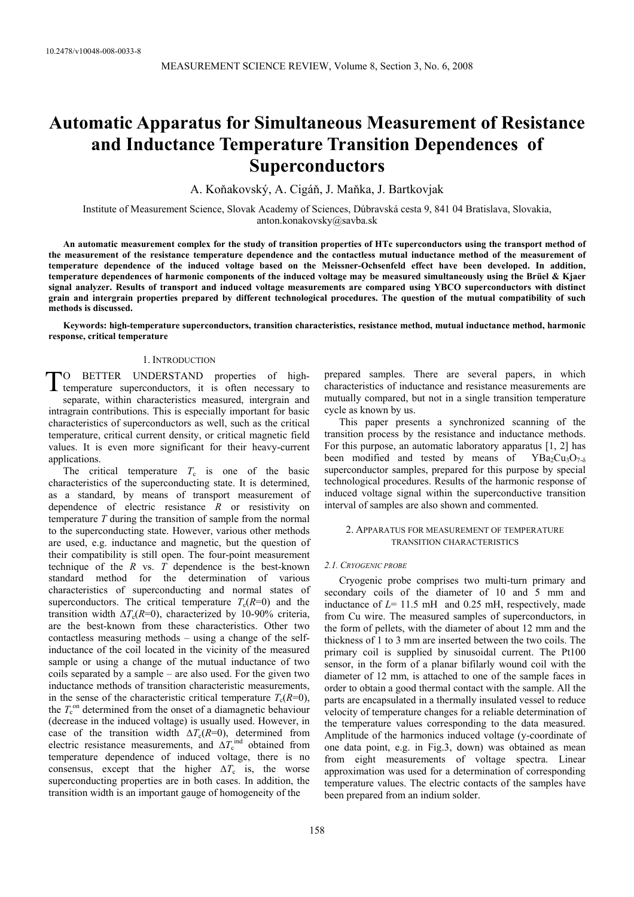10.2478/v10048-008-0033-8

# Automatic Apparatus for Simultaneous Measurement of Resistance and Inductance Temperature Transition Dependences of Superconductors

A. Koňakovský, A. Cigáň, J. Maňka, J. Bartkovjak

Institute of Measurement Science, Slovak Academy of Sciences, Dúbravská cesta 9, 841 04 Bratislava, Slovakia, anton.konakovsky@savba.sk

**An automatic measurement complex for the study of transition properties of HTc superconductors using the transport method of the measurement of the resistance temperature dependence and the contactless mutual inductance method of the measurement of temperature dependence of the induced voltage based on the Meissner-Ochsenfeld effect have been developed. In addition, temperature dependences of harmonic components of the induced voltage may be measured simultaneously using the Brüel & Kjaer signal analyzer. Results of transport and induced voltage measurements are compared using YBCO superconductors with distinct grain and intergrain properties prepared by different technological procedures. The question of the mutual compatibility of such methods is discussed.**

**Keywords: high-temperature superconductors, transition characteristics, resistance method, mutual inductance method, harmonic response, critical temperature**

## 1. Introduction

To better understand properties of high-temperature superconductors, it is often necessary to separate, within characteristics measured, intergrain and intragrain contributions. This is especially important for basic characteristics of superconductors as well, such as the critical temperature, critical current density, or critical magnetic field values. It is even more significant for their heavy-current applications.

The critical temperature $T_c$ is one of the basic characteristics of the superconducting state. It is determined, as a standard, by means of transport measurement of dependence of electric resistance $R$ or resistivity on temperature $T$ during the transition of sample from the normal to the superconducting state. However, various other methods are used, e.g. inductance and magnetic, but the question of their compatibility is still open. The four-point measurement technique of the $R$ vs. $T$ dependence is the best-known standard method for the determination of various characteristics of superconducting and normal states of superconductors. The critical temperature $T_c(R=0)$ and the transition width $\Delta T_c(R=0)$, characterized by 10-90% criteria, are the best-known from these characteristics. Other two contactless measuring methods – using a change of the self-inductance of the coil located in the vicinity of the measured sample or using a change of the mutual inductance of two coils separated by a sample – are also used. For the given two inductance methods of transition characteristic measurements, in the sense of the characteristic critical temperature $T_c(R=0)$, the $T_c^{on}$ determined from the onset of a diamagnetic behaviour (decrease in the induced voltage) is usually used. However, in case of the transition width $\Delta T_c(R=0)$, determined from electric resistance measurements, and $\Delta T_c^{ind}$ obtained from temperature dependence of induced voltage, there is no consensus, except that the higher $\Delta T_c$ is, the worse superconducting properties are in both cases. In addition, the transition width is an important gauge of homogeneity of the prepared samples. There are several papers, in which characteristics of inductance and resistance measurements are mutually compared, but not in a single transition temperature cycle as known by us.

This paper presents a synchronized scanning of the transition process by the resistance and inductance methods. For this purpose, an automatic laboratory apparatus [1, 2] has been modified and tested by means of $YBa_2Cu_3O_{7-\delta}$ superconductor samples, prepared for this purpose by special technological procedures. Results of the harmonic response of induced voltage signal within the superconductive transition interval of samples are also shown and commented.

## 2. Apparatus for measurement of temperature transition characteristics

### 2.1. Cryogenic probe

Cryogenic probe comprises two multi-turn primary and secondary coils of the diameter of 10 and 5 mm and inductance of $L$= 11.5 mH and 0.25 mH, respectively, made from Cu wire. The measured samples of superconductors, in the form of pellets, with the diameter of about 12 mm and the thickness of 1 to 3 mm are inserted between the two coils. The primary coil is supplied by sinusoidal current. The Pt100 sensor, in the form of a planar bifilarly wound coil with the diameter of 12 mm, is attached to one of the sample faces in order to obtain a good thermal contact with the sample. All the parts are encapsulated in a thermally insulated vessel to reduce velocity of temperature changes for a reliable determination of the temperature values corresponding to the data measured. Amplitude of the harmonics induced voltage (y-coordinate of one data point, e.g. in Fig.3, down) was obtained as mean from eight measurements of voltage spectra. Linear approximation was used for a determination of corresponding temperature values. The electric contacts of the samples have been prepared from an indium solder.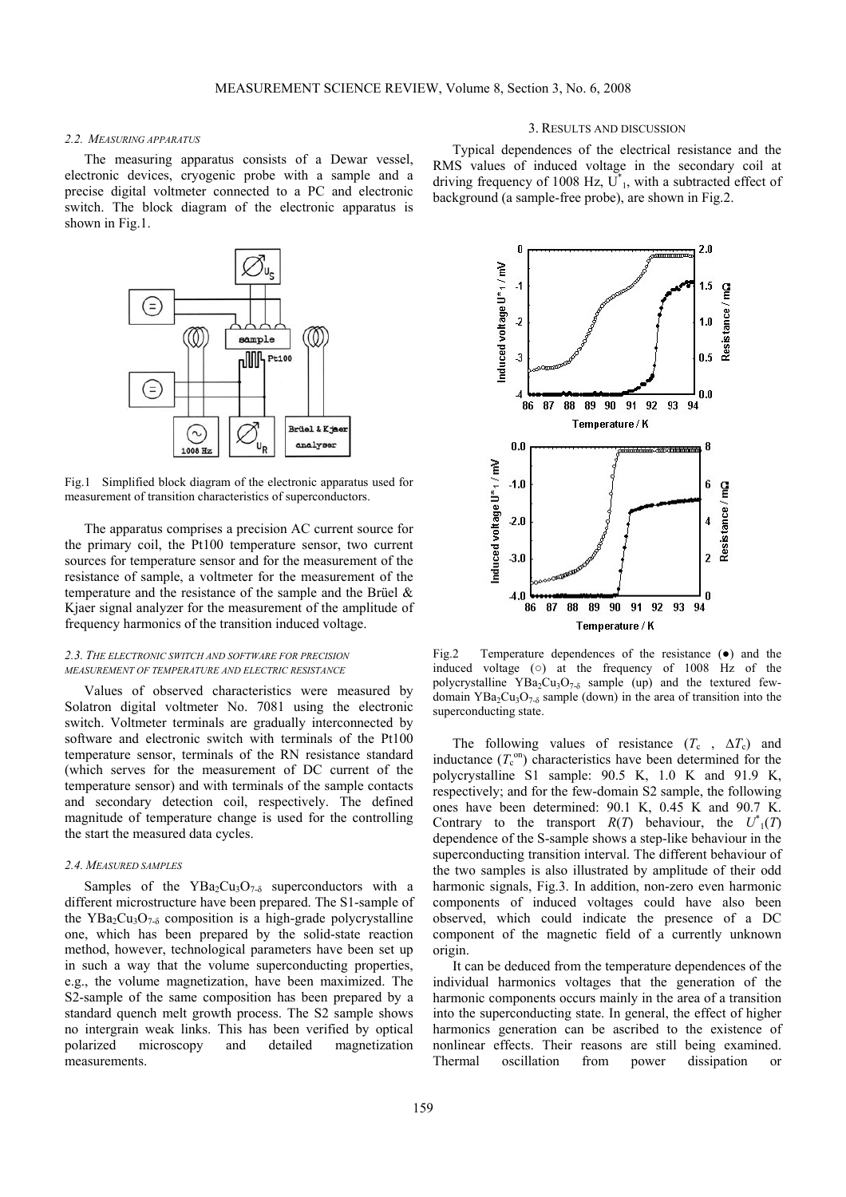### 2.2. MEASURING APPARATUS

The measuring apparatus consists of a Dewar vessel, electronic devices, cryogenic probe with a sample and a precise digital voltmeter connected to a PC and electronic switch. The block diagram of the electronic apparatus is shown in Fig.1.

Fig.1 Simplified block diagram of the electronic apparatus used for measurement of transition characteristics of superconductors.

The apparatus comprises a precision AC current source for the primary coil, the Pt100 temperature sensor, two current sources for temperature sensor and for the measurement of the resistance of sample, a voltmeter for the measurement of the temperature and the resistance of the sample and the Brüel & Kjaer signal analyzer for the measurement of the amplitude of frequency harmonics of the transition induced voltage.

### 2.3. THE ELECTRONIC SWITCH AND SOFTWARE FOR PRECISION MEASUREMENT OF TEMPERATURE AND ELECTRIC RESISTANCE

Values of observed characteristics were measured by Solatron digital voltmeter No. 7081 using the electronic switch. Voltmeter terminals are gradually interconnected by software and electronic switch with terminals of the Pt100 temperature sensor, terminals of the RN resistance standard (which serves for the measurement of DC current of the temperature sensor) and with terminals of the sample contacts and secondary detection coil, respectively. The defined magnitude of temperature change is used for the controlling the start the measured data cycles.

### 2.4. MEASURED SAMPLES

Samples of the $YBa_2Cu_3O_{7-\delta}$ superconductors with a different microstructure have been prepared. The S1-sample of the $YBa_2Cu_3O_{7-\delta}$ composition is a high-grade polycrystalline one, which has been prepared by the solid-state reaction method, however, technological parameters have been set up in such a way that the volume superconducting properties, e.g., the volume magnetization, have been maximized. The S2-sample of the same composition has been prepared by a standard quench melt growth process. The S2 sample shows no intergrain weak links. This has been verified by optical polarized microscopy and detailed magnetization measurements.

## 3. RESULTS AND DISCUSSION

Typical dependences of the electrical resistance and the RMS values of induced voltage in the secondary coil at driving frequency of 1008 Hz, $U^*_1$, with a subtracted effect of background (a sample-free probe), are shown in Fig.2.

Fig.2 Temperature dependences of the resistance (●) and the induced voltage (○) at the frequency of 1008 Hz of the polycrystalline $YBa_2Cu_3O_{7-\delta}$ sample (up) and the textured few-domain $YBa_2Cu_3O_{7-\delta}$ sample (down) in the area of transition into the superconducting state.

The following values of resistance ($T_c$ , $\Delta T_c$) and inductance ($T_c^{on}$) characteristics have been determined for the polycrystalline S1 sample: 90.5 K, 1.0 K and 91.9 K, respectively; and for the few-domain S2 sample, the following ones have been determined: 90.1 K, 0.45 K and 90.7 K. Contrary to the transport $R(T)$ behaviour, the $U^*_1(T)$ dependence of the S-sample shows a step-like behaviour in the superconducting transition interval. The different behaviour of the two samples is also illustrated by amplitude of their odd harmonic signals, Fig.3. In addition, non-zero even harmonic components of induced voltages could have also been observed, which could indicate the presence of a DC component of the magnetic field of a currently unknown origin.

It can be deduced from the temperature dependences of the individual harmonics voltages that the generation of the harmonic components occurs mainly in the area of a transition into the superconducting state. In general, the effect of higher harmonics generation can be ascribed to the existence of nonlinear effects. Their reasons are still being examined. Thermal oscillation from power dissipation or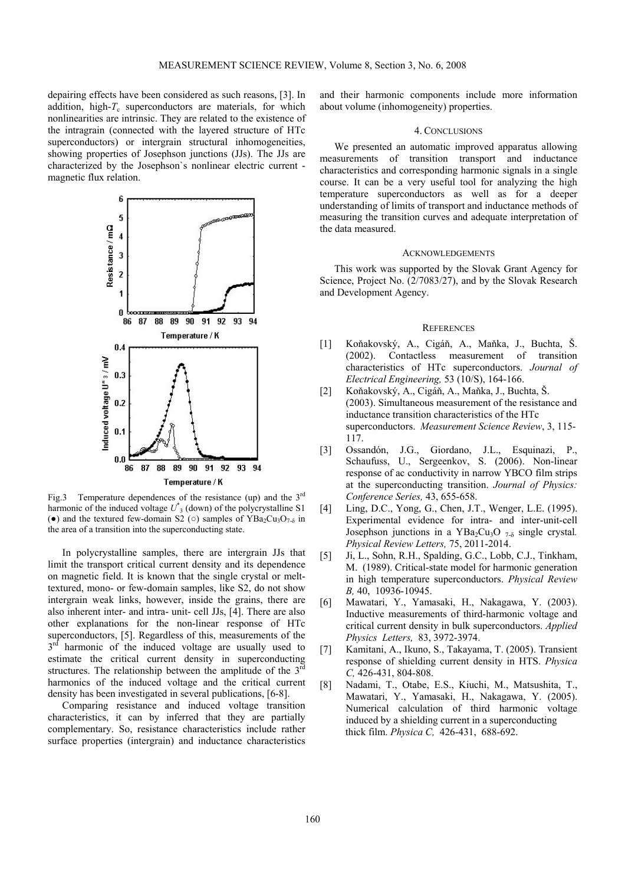depairing effects have been considered as such reasons, [3]. In addition, high-$T_c$ superconductors are materials, for which nonlinearities are intrinsic. They are related to the existence of the intragrain (connected with the layered structure of HTc superconductors) or intergrain structural inhomogeneities, showing properties of Josephson junctions (JJs). The JJs are characterized by the Josephson`s nonlinear electric current - magnetic flux relation.

Resistance / mΩ

Temperature / K

Induced voltage $U^*_3$ / mV

Temperature / K

Fig.3 Temperature dependences of the resistance (up) and the 3rd harmonic of the induced voltage $U^*_3$ (down) of the polycrystalline S1 (●) and the textured few-domain S2 (○) samples of $YBa_2Cu_3O_{7-\delta}$ in the area of a transition into the superconducting state.

In polycrystalline samples, there are intergrain JJs that limit the transport critical current density and its dependence on magnetic field. It is known that the single crystal or melt-textured, mono- or few-domain samples, like S2, do not show intergrain weak links, however, inside the grains, there are also inherent inter- and intra- unit- cell JJs, [4]. There are also other explanations for the non-linear response of HTc superconductors, [5]. Regardless of this, measurements of the 3rd harmonic of the induced voltage are usually used to estimate the critical current density in superconducting structures. The relationship between the amplitude of the 3rd harmonics of the induced voltage and the critical current density has been investigated in several publications, [6-8].

Comparing resistance and induced voltage transition characteristics, it can by inferred that they are partially complementary. So, resistance characteristics include rather surface properties (intergrain) and inductance characteristics and their harmonic components include more information about volume (inhomogeneity) properties.

## 4. Conclusions

We presented an automatic improved apparatus allowing measurements of transition transport and inductance characteristics and corresponding harmonic signals in a single course. It can be a very useful tool for analyzing the high temperature superconductors as well as for a deeper understanding of limits of transport and inductance methods of measuring the transition curves and adequate interpretation of the data measured.

## Acknowledgements

This work was supported by the Slovak Grant Agency for Science, Project No. (2/7083/27), and by the Slovak Research and Development Agency.

## References

[1] Koňakovský, A., Cigáň, A., Maňka, J., Buchta, Š. (2002). Contactless measurement of transition characteristics of HTc superconductors. *Journal of Electrical Engineering,* 53 (10/S), 164-166.

[2] Koňakovský, A., Cigáň, A., Maňka, J., Buchta, Š. (2003). Simultaneous measurement of the resistance and inductance transition characteristics of the HTc superconductors. *Measurement Science Review*, 3, 115-117.

[3] Ossandón, J.G., Giordano, J.L., Esquinazi, P., Schaufuss, U., Sergeenkov, S. (2006). Non-linear response of ac conductivity in narrow YBCO film strips at the superconducting transition. *Journal of Physics: Conference Series,* 43, 655-658.

[4] Ling, D.C., Yong, G., Chen, J.T., Wenger, L.E. (1995). Experimental evidence for intra- and inter-unit-cell Josephson junctions in a $YBa_2Cu_3O_{7-\delta}$ single crystal. *Physical Review Letters,* 75, 2011-2014.

[5] Ji, L., Sohn, R.H., Spalding, G.C., Lobb, C.J., Tinkham, M. (1989). Critical-state model for harmonic generation in high temperature superconductors. *Physical Review B,* 40, 10936-10945.

[6] Mawatari, Y., Yamasaki, H., Nakagawa, Y. (2003). Inductive measurements of third-harmonic voltage and critical current density in bulk superconductors. *Applied Physics Letters,* 83, 3972-3974.

[7] Kamitani, A., Ikuno, S., Takayama, T. (2005). Transient response of shielding current density in HTS. *Physica C,* 426-431, 804-808.

[8] Nadami, T., Otabe, E.S., Kiuchi, M., Matsushita, T., Mawatari, Y., Yamasaki, H., Nakagawa, Y. (2005). Numerical calculation of third harmonic voltage induced by a shielding current in a superconducting thick film. *Physica C,* 426-431, 688-692.